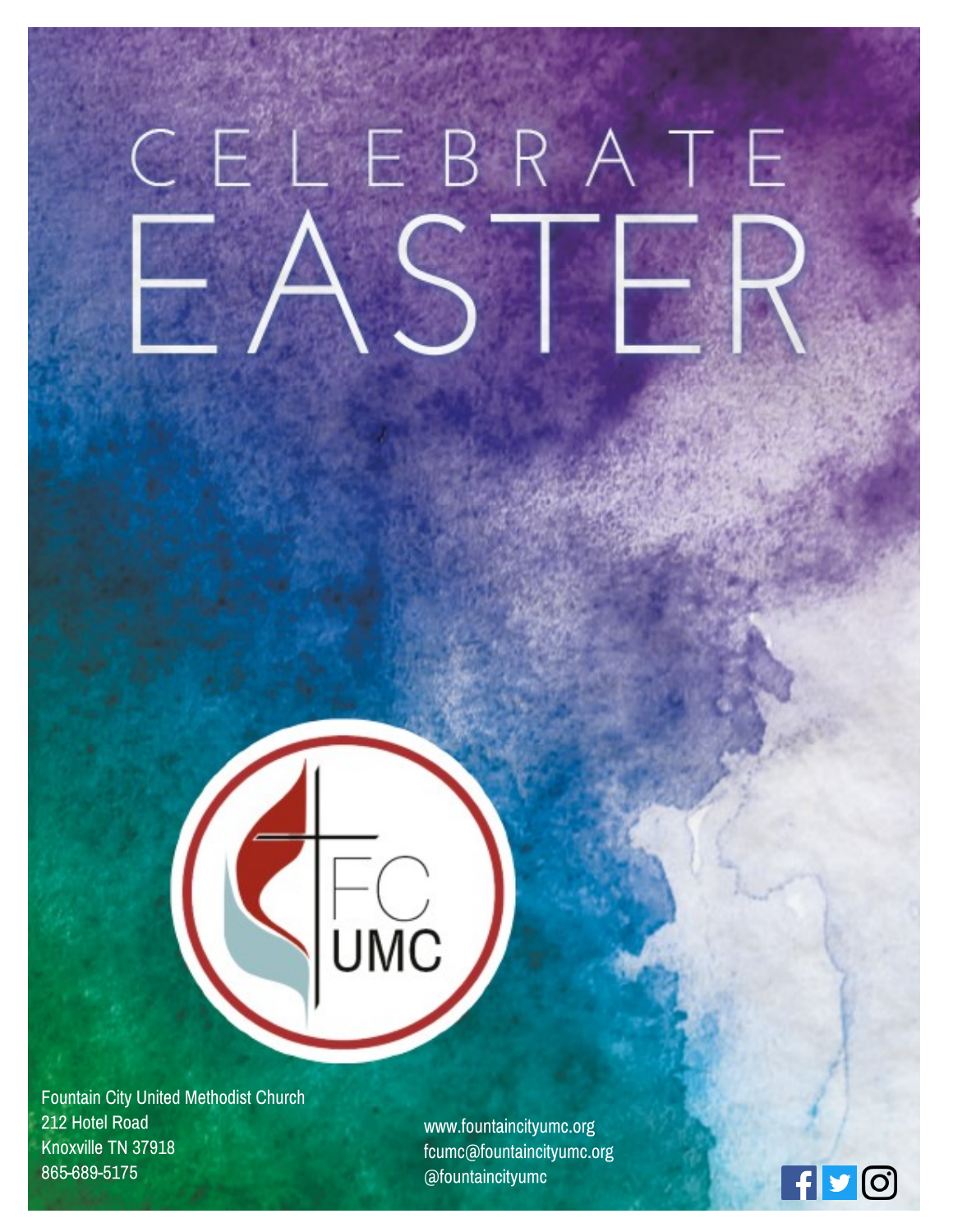# CELEBRATE EASTER

FC UMC

Fountain City United Methodist Church
212 Hotel Road
Knoxville TN 37918
865-689-5175

www.fountaincityumc.org
fcumc@fountaincityumc.org
@fountaincityumc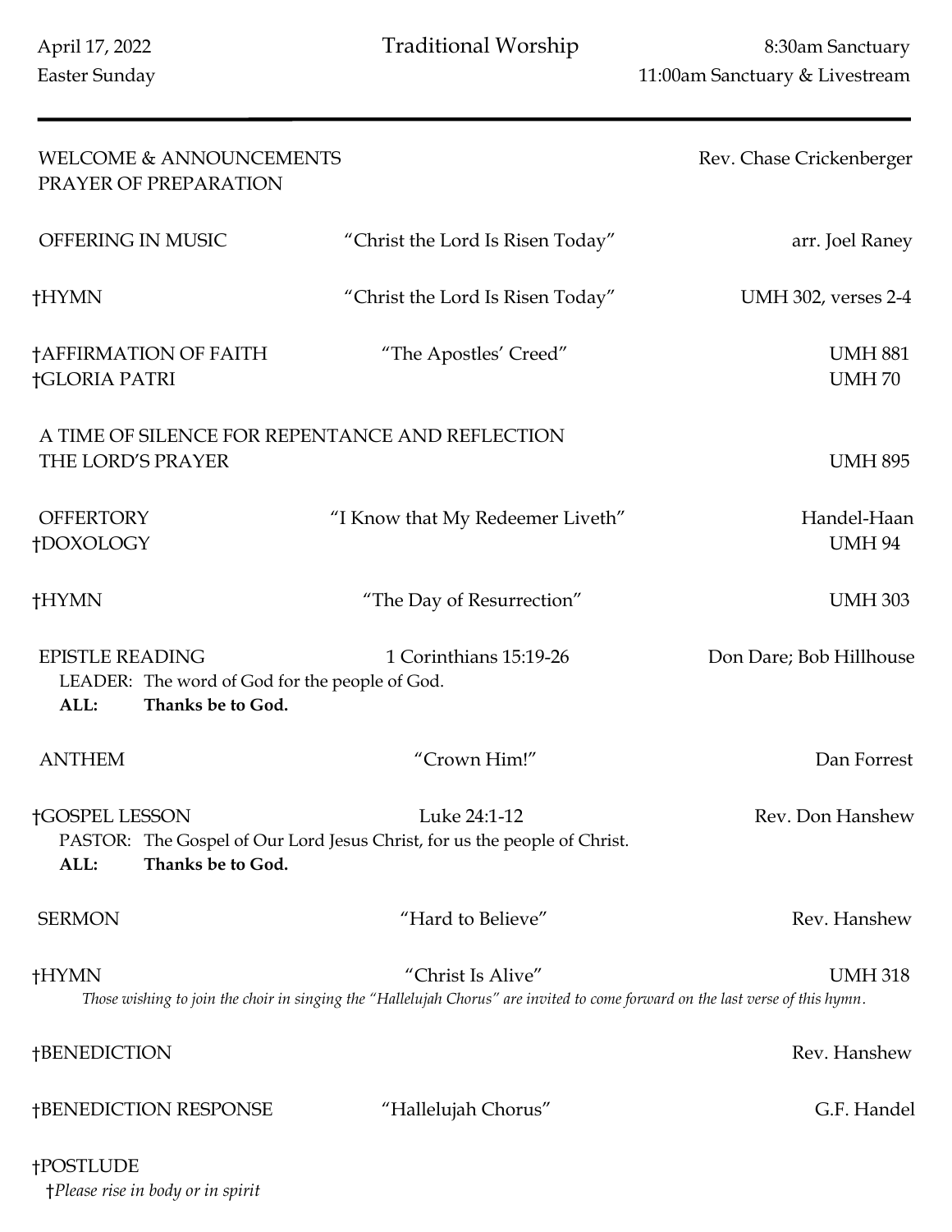April 17, 2022 | Traditional Worship | 8:30am Sanctuary
Easter Sunday | | 11:00am Sanctuary & Livestream

---

WELCOME & ANNOUNCEMENTS — Rev. Chase Crickenberger
PRAYER OF PREPARATION

OFFERING IN MUSIC — "Christ the Lord Is Risen Today" — arr. Joel Raney

†HYMN — "Christ the Lord Is Risen Today" — UMH 302, verses 2-4

†AFFIRMATION OF FAITH — "The Apostles' Creed" — UMH 881
†GLORIA PATRI — UMH 70

A TIME OF SILENCE FOR REPENTANCE AND REFLECTION
THE LORD'S PRAYER — UMH 895

OFFERTORY — "I Know that My Redeemer Liveth" — Handel-Haan
†DOXOLOGY — UMH 94

†HYMN — "The Day of Resurrection" — UMH 303

EPISTLE READING — 1 Corinthians 15:19-26 — Don Dare; Bob Hillhouse
LEADER: The word of God for the people of God.
**ALL: Thanks be to God.**

ANTHEM — "Crown Him!" — Dan Forrest

†GOSPEL LESSON — Luke 24:1-12 — Rev. Don Hanshew
PASTOR: The Gospel of Our Lord Jesus Christ, for us the people of Christ.
**ALL: Thanks be to God.**

SERMON — "Hard to Believe" — Rev. Hanshew

†HYMN — "Christ Is Alive" — UMH 318
*Those wishing to join the choir in singing the "Hallelujah Chorus" are invited to come forward on the last verse of this hymn.*

†BENEDICTION — Rev. Hanshew

†BENEDICTION RESPONSE — "Hallelujah Chorus" — G.F. Handel

†POSTLUDE

†*Please rise in body or in spirit*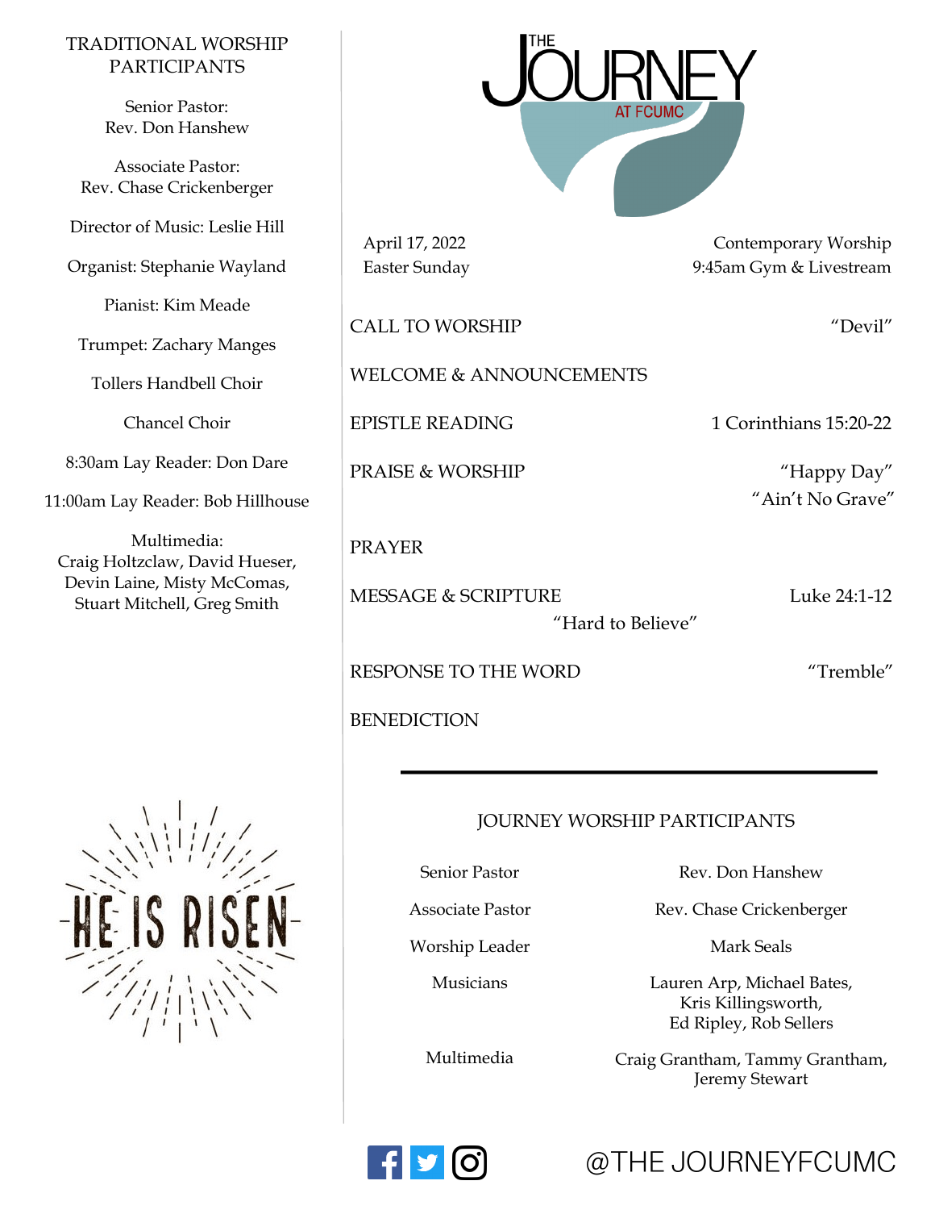## TRADITIONAL WORSHIP PARTICIPANTS

Senior Pastor:
Rev. Don Hanshew

Associate Pastor:
Rev. Chase Crickenberger

Director of Music: Leslie Hill

Organist: Stephanie Wayland

Pianist: Kim Meade

Trumpet: Zachary Manges

Tollers Handbell Choir

Chancel Choir

8:30am Lay Reader: Don Dare

11:00am Lay Reader: Bob Hillhouse

Multimedia:
Craig Holtzclaw, David Hueser, Devin Laine, Misty McComas, Stuart Mitchell, Greg Smith

HE IS RISEN

# THE JOURNEY AT FCUMC

April 17, 2022
Easter Sunday

Contemporary Worship
9:45am Gym & Livestream

CALL TO WORSHIP — "Devil"

WELCOME & ANNOUNCEMENTS

EPISTLE READING — 1 Corinthians 15:20-22

PRAISE & WORSHIP — "Happy Day"
"Ain't No Grave"

PRAYER

MESSAGE & SCRIPTURE — Luke 24:1-12
"Hard to Believe"

RESPONSE TO THE WORD — "Tremble"

BENEDICTION

---

## JOURNEY WORSHIP PARTICIPANTS

| | |
|---|---|
| Senior Pastor | Rev. Don Hanshew |
| Associate Pastor | Rev. Chase Crickenberger |
| Worship Leader | Mark Seals |
| Musicians | Lauren Arp, Michael Bates, Kris Killingsworth, Ed Ripley, Rob Sellers |
| Multimedia | Craig Grantham, Tammy Grantham, Jeremy Stewart |

@THE JOURNEYFCUMC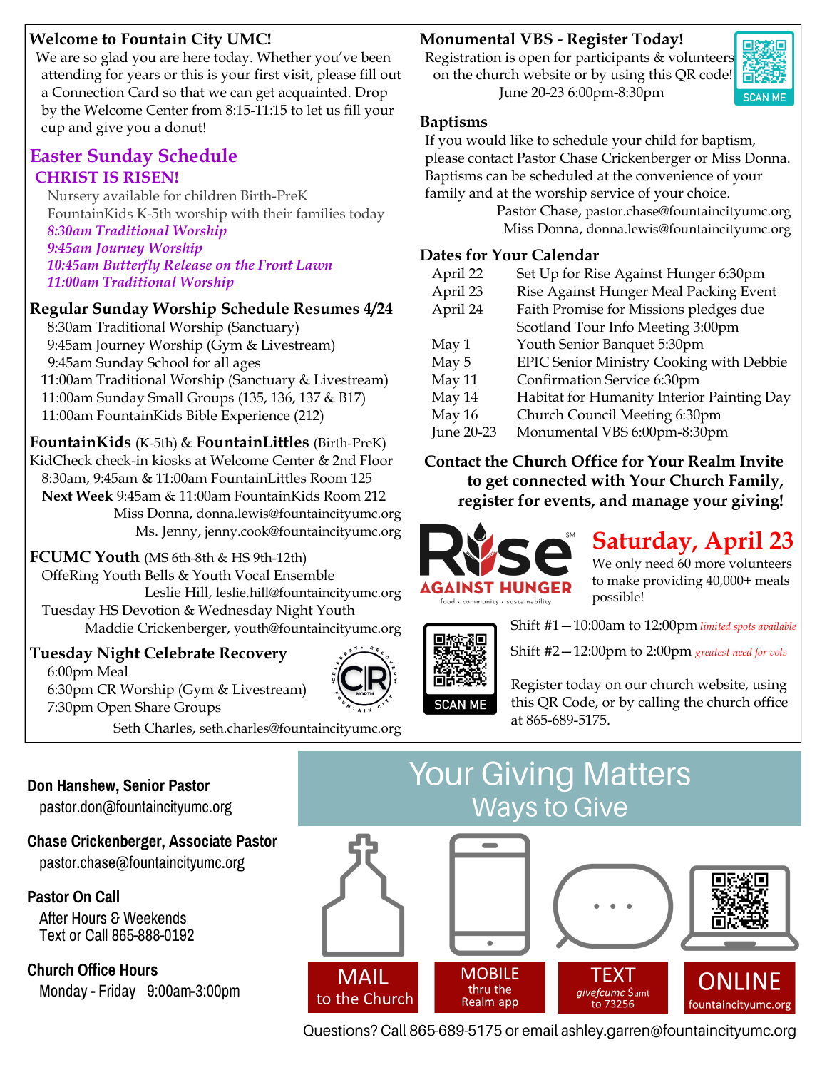## Welcome to Fountain City UMC!

We are so glad you are here today. Whether you've been attending for years or this is your first visit, please fill out a Connection Card so that we can get acquainted. Drop by the Welcome Center from 8:15-11:15 to let us fill your cup and give you a donut!

## Easter Sunday Schedule

### CHRIST IS RISEN!

Nursery available for children Birth-PreK
FountainKids K-5th worship with their families today

*8:30am Traditional Worship*
*9:45am Journey Worship*
*10:45am Butterfly Release on the Front Lawn*
*11:00am Traditional Worship*

### Regular Sunday Worship Schedule Resumes 4/24

8:30am Traditional Worship (Sanctuary)
9:45am Journey Worship (Gym & Livestream)
9:45am Sunday School for all ages
11:00am Traditional Worship (Sanctuary & Livestream)
11:00am Sunday Small Groups (135, 136, 137 & B17)
11:00am FountainKids Bible Experience (212)

### FountainKids (K-5th) & FountainLittles (Birth-PreK)

KidCheck check-in kiosks at Welcome Center & 2nd Floor
8:30am, 9:45am & 11:00am FountainLittles Room 125
**Next Week** 9:45am & 11:00am FountainKids Room 212
Miss Donna, donna.lewis@fountaincityumc.org
Ms. Jenny, jenny.cook@fountaincityumc.org

### FCUMC Youth (MS 6th-8th & HS 9th-12th)

OffeRing Youth Bells & Youth Vocal Ensemble
Leslie Hill, leslie.hill@fountaincityumc.org
Tuesday HS Devotion & Wednesday Night Youth
Maddie Crickenberger, youth@fountaincityumc.org

### Tuesday Night Celebrate Recovery

6:00pm Meal
6:30pm CR Worship (Gym & Livestream)
7:30pm Open Share Groups
Seth Charles, seth.charles@fountaincityumc.org

### Monumental VBS - Register Today!

Registration is open for participants & volunteers on the church website or by using this QR code!
June 20-23 6:00pm-8:30pm

SCAN ME

### Baptisms

If you would like to schedule your child for baptism, please contact Pastor Chase Crickenberger or Miss Donna. Baptisms can be scheduled at the convenience of your family and at the worship service of your choice.
Pastor Chase, pastor.chase@fountaincityumc.org
Miss Donna, donna.lewis@fountaincityumc.org

### Dates for Your Calendar

| | |
|---|---|
| April 22 | Set Up for Rise Against Hunger 6:30pm |
| April 23 | Rise Against Hunger Meal Packing Event |
| April 24 | Faith Promise for Missions pledges due |
| | Scotland Tour Info Meeting 3:00pm |
| May 1 | Youth Senior Banquet 5:30pm |
| May 5 | EPIC Senior Ministry Cooking with Debbie |
| May 11 | Confirmation Service 6:30pm |
| May 14 | Habitat for Humanity Interior Painting Day |
| May 16 | Church Council Meeting 6:30pm |
| June 20-23 | Monumental VBS 6:00pm-8:30pm |

**Contact the Church Office for Your Realm Invite to get connected with Your Church Family, register for events, and manage your giving!**

Rise AGAINST HUNGER
food · community · sustainability

## Saturday, April 23

We only need 60 more volunteers to make providing 40,000+ meals possible!

Shift #1—10:00am to 12:00pm *limited spots available*
Shift #2—12:00pm to 2:00pm *greatest need for vols*

Register today on our church website, using this QR Code, or by calling the church office at 865-689-5175.

SCAN ME

**Don Hanshew, Senior Pastor**
pastor.don@fountaincityumc.org

**Chase Crickenberger, Associate Pastor**
pastor.chase@fountaincityumc.org

**Pastor On Call**
After Hours & Weekends
Text or Call 865-888-0192

**Church Office Hours**
Monday - Friday 9:00am-3:00pm

## Your Giving Matters

### Ways to Give

- MAIL to the Church
- MOBILE thru the Realm app
- TEXT givefcumc $amt to 73256
- ONLINE fountaincityumc.org

Questions? Call 865-689-5175 or email ashley.garren@fountaincityumc.org